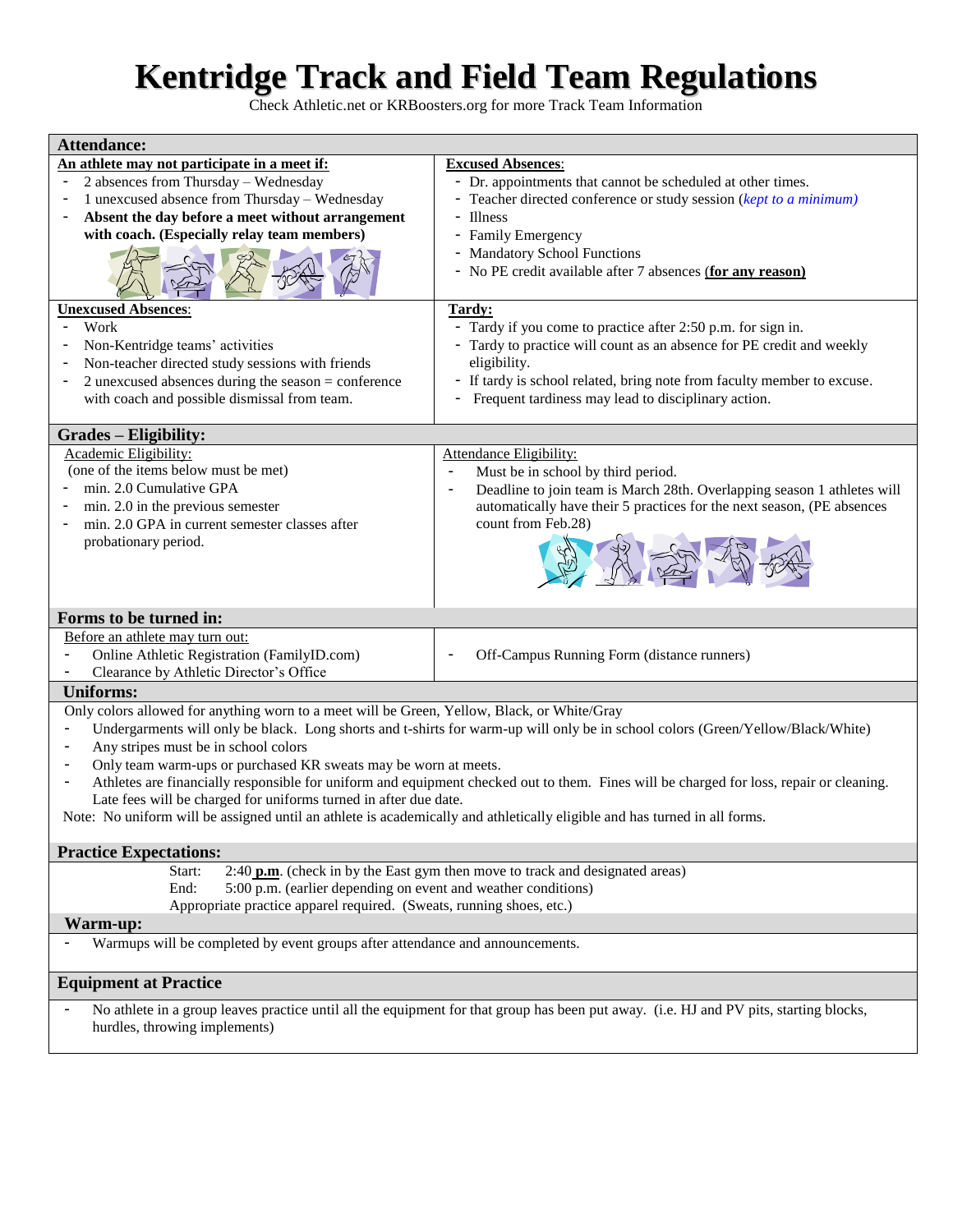# Kentridge Track and Field Team Regulations

Check Athletic.net or KRBoosters.org for more Track Team Information

## Attendance:

**An athlete may not participate in a meet if:**

- 2 absences from Thursday – Wednesday
- 1 unexcused absence from Thursday – Wednesday
- **Absent the day before a meet without arrangement with coach. (Especially relay team members)**

**Excused Absences:**

- Dr. appointments that cannot be scheduled at other times.
- Teacher directed conference or study session (*kept to a minimum)*
- Illness
- Family Emergency
- Mandatory School Functions
- No PE credit available after 7 absences (**for any reason)**

**Unexcused Absences:**

- Work
- Non-Kentridge teams' activities
- Non-teacher directed study sessions with friends
- 2 unexcused absences during the season = conference with coach and possible dismissal from team.

**Tardy:**

- Tardy if you come to practice after 2:50 p.m. for sign in.
- Tardy to practice will count as an absence for PE credit and weekly eligibility.
- If tardy is school related, bring note from faculty member to excuse.
- Frequent tardiness may lead to disciplinary action.

## Grades – Eligibility:

Academic Eligibility:

(one of the items below must be met)

- min. 2.0 Cumulative GPA
- min. 2.0 in the previous semester
- min. 2.0 GPA in current semester classes after probationary period.

Attendance Eligibility:

- Must be in school by third period.
- Deadline to join team is March 28th. Overlapping season 1 athletes will automatically have their 5 practices for the next season, (PE absences count from Feb.28)

## Forms to be turned in:

Before an athlete may turn out:

- Online Athletic Registration (FamilyID.com)
- Clearance by Athletic Director's Office

- Off-Campus Running Form (distance runners)

## Uniforms:

Only colors allowed for anything worn to a meet will be Green, Yellow, Black, or White/Gray

- Undergarments will only be black. Long shorts and t-shirts for warm-up will only be in school colors (Green/Yellow/Black/White)
- Any stripes must be in school colors
- Only team warm-ups or purchased KR sweats may be worn at meets.
- Athletes are financially responsible for uniform and equipment checked out to them. Fines will be charged for loss, repair or cleaning. Late fees will be charged for uniforms turned in after due date.

Note: No uniform will be assigned until an athlete is academically and athletically eligible and has turned in all forms.

## Practice Expectations:

Start: 2:40 **p.m**. (check in by the East gym then move to track and designated areas)

End: 5:00 p.m. (earlier depending on event and weather conditions)

Appropriate practice apparel required. (Sweats, running shoes, etc.)

## Warm-up:

- Warmups will be completed by event groups after attendance and announcements.

## Equipment at Practice

- No athlete in a group leaves practice until all the equipment for that group has been put away. (i.e. HJ and PV pits, starting blocks, hurdles, throwing implements)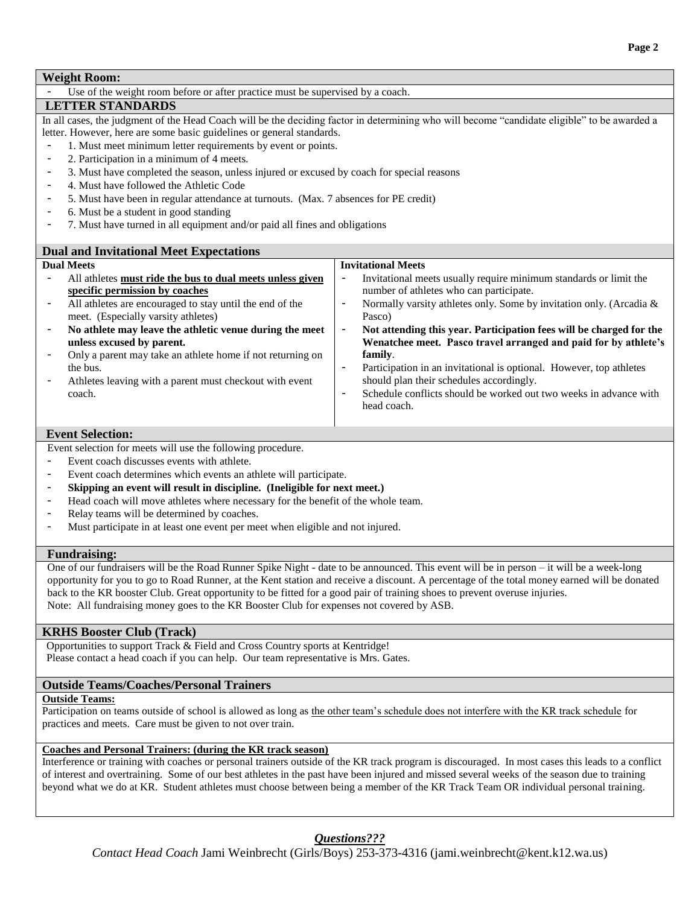## Weight Room:

- Use of the weight room before or after practice must be supervised by a coach.

## LETTER STANDARDS

In all cases, the judgment of the Head Coach will be the deciding factor in determining who will become "candidate eligible" to be awarded a letter. However, here are some basic guidelines or general standards.

- 1. Must meet minimum letter requirements by event or points.
- 2. Participation in a minimum of 4 meets.
- 3. Must have completed the season, unless injured or excused by coach for special reasons
- 4. Must have followed the Athletic Code
- 5. Must have been in regular attendance at turnouts. (Max. 7 absences for PE credit)
- 6. Must be a student in good standing
- 7. Must have turned in all equipment and/or paid all fines and obligations

## Dual and Invitational Meet Expectations

### Dual Meets

- All athletes **must ride the bus to dual meets unless given specific permission by coaches**
- All athletes are encouraged to stay until the end of the meet. (Especially varsity athletes)
- **No athlete may leave the athletic venue during the meet unless excused by parent.**
- Only a parent may take an athlete home if not returning on the bus.
- Athletes leaving with a parent must checkout with event coach.

### Invitational Meets

- Invitational meets usually require minimum standards or limit the number of athletes who can participate.
- Normally varsity athletes only. Some by invitation only. (Arcadia & Pasco)
- **Not attending this year. Participation fees will be charged for the Wenatchee meet. Pasco travel arranged and paid for by athlete's family**.
- Participation in an invitational is optional. However, top athletes should plan their schedules accordingly.
- Schedule conflicts should be worked out two weeks in advance with head coach.

## Event Selection:

Event selection for meets will use the following procedure.

- Event coach discusses events with athlete.
- Event coach determines which events an athlete will participate.
- **Skipping an event will result in discipline. (Ineligible for next meet.)**
- Head coach will move athletes where necessary for the benefit of the whole team.
- Relay teams will be determined by coaches.
- Must participate in at least one event per meet when eligible and not injured.

## Fundraising:

One of our fundraisers will be the Road Runner Spike Night - date to be announced. This event will be in person – it will be a week-long opportunity for you to go to Road Runner, at the Kent station and receive a discount. A percentage of the total money earned will be donated back to the KR booster Club. Great opportunity to be fitted for a good pair of training shoes to prevent overuse injuries.

Note: All fundraising money goes to the KR Booster Club for expenses not covered by ASB.

## KRHS Booster Club (Track)

Opportunities to support Track & Field and Cross Country sports at Kentridge!
Please contact a head coach if you can help. Our team representative is Mrs. Gates.

## Outside Teams/Coaches/Personal Trainers

**Outside Teams:**

Participation on teams outside of school is allowed as long as the other team's schedule does not interfere with the KR track schedule for practices and meets. Care must be given to not over train.

**Coaches and Personal Trainers: (during the KR track season)**

Interference or training with coaches or personal trainers outside of the KR track program is discouraged. In most cases this leads to a conflict of interest and overtraining. Some of our best athletes in the past have been injured and missed several weeks of the season due to training beyond what we do at KR. Student athletes must choose between being a member of the KR Track Team OR individual personal training.

***Questions???***

*Contact Head Coach* Jami Weinbrecht (Girls/Boys) 253-373-4316 (jami.weinbrecht@kent.k12.wa.us)